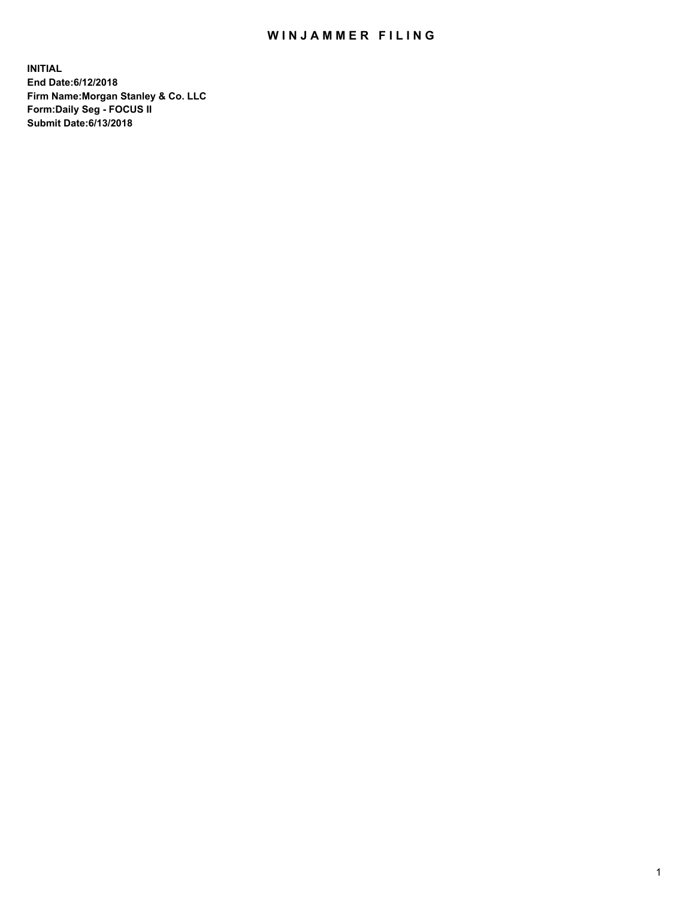# WINJAMMER FILING

**INITIAL**
**End Date:6/12/2018**
**Firm Name:Morgan Stanley & Co. LLC**
**Form:Daily Seg - FOCUS II**
**Submit Date:6/13/2018**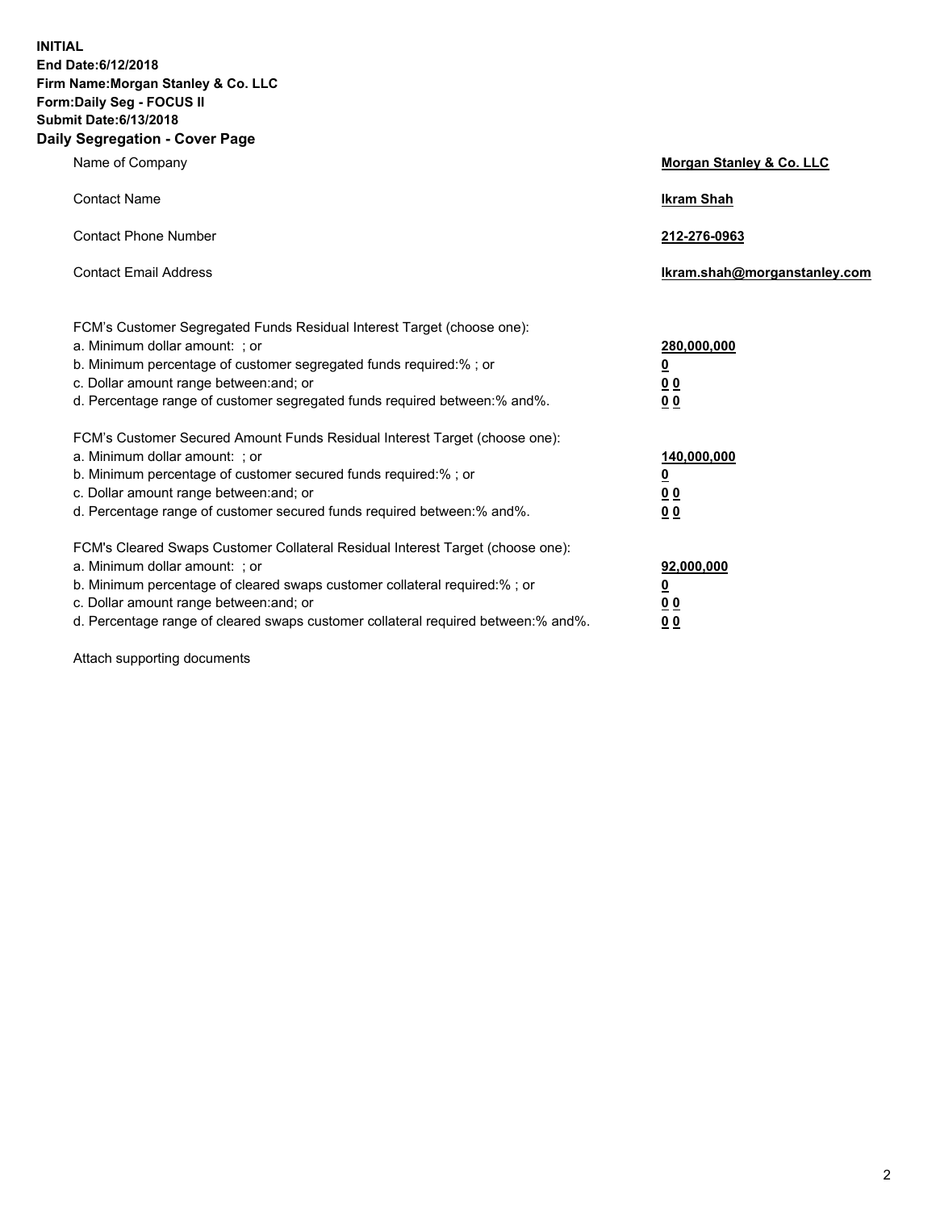**INITIAL**
**End Date:6/12/2018**
**Firm Name:Morgan Stanley & Co. LLC**
**Form:Daily Seg - FOCUS II**
**Submit Date:6/13/2018**

## Daily Segregation - Cover Page

| | |
|---|---|
| Name of Company | **Morgan Stanley & Co. LLC** |
| Contact Name | **Ikram Shah** |
| Contact Phone Number | **212-276-0963** |
| Contact Email Address | **Ikram.shah@morganstanley.com** |

| | |
|---|---|
| FCM's Customer Segregated Funds Residual Interest Target (choose one): | |
| a. Minimum dollar amount: ; or | **280,000,000** |
| b. Minimum percentage of customer segregated funds required:% ; or | **0** |
| c. Dollar amount range between:and; or | **0 0** |
| d. Percentage range of customer segregated funds required between:% and%. | **0 0** |
| FCM's Customer Secured Amount Funds Residual Interest Target (choose one): | |
| a. Minimum dollar amount: ; or | **140,000,000** |
| b. Minimum percentage of customer secured funds required:% ; or | **0** |
| c. Dollar amount range between:and; or | **0 0** |
| d. Percentage range of customer secured funds required between:% and%. | **0 0** |
| FCM's Cleared Swaps Customer Collateral Residual Interest Target (choose one): | |
| a. Minimum dollar amount: ; or | **92,000,000** |
| b. Minimum percentage of cleared swaps customer collateral required:% ; or | **0** |
| c. Dollar amount range between:and; or | **0 0** |
| d. Percentage range of cleared swaps customer collateral required between:% and%. | **0 0** |

Attach supporting documents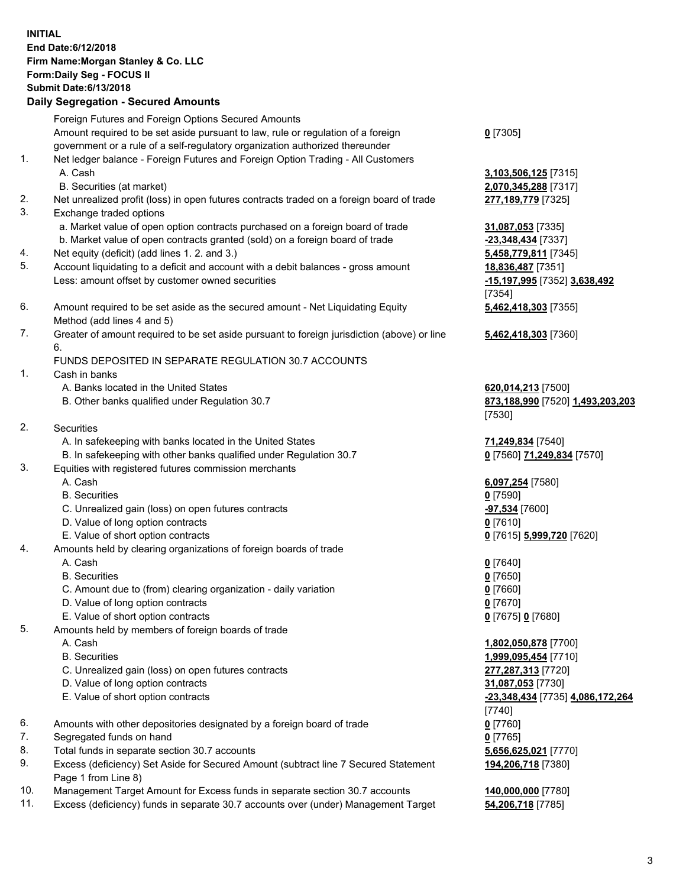**INITIAL**
**End Date:6/12/2018**
**Firm Name:Morgan Stanley & Co. LLC**
**Form:Daily Seg - FOCUS II**
**Submit Date:6/13/2018**

### Daily Segregation - Secured Amounts

| | | |
|---|---|---|
| | Foreign Futures and Foreign Options Secured Amounts | |
| | Amount required to be set aside pursuant to law, rule or regulation of a foreign government or a rule of a self-regulatory organization authorized thereunder | **0** [7305] |
| 1. | Net ledger balance - Foreign Futures and Foreign Option Trading - All Customers | |
| | A. Cash | **3,103,506,125** [7315] |
| | B. Securities (at market) | **2,070,345,288** [7317] |
| 2. | Net unrealized profit (loss) in open futures contracts traded on a foreign board of trade | **277,189,779** [7325] |
| 3. | Exchange traded options | |
| | a. Market value of open option contracts purchased on a foreign board of trade | **31,087,053** [7335] |
| | b. Market value of open contracts granted (sold) on a foreign board of trade | **-23,348,434** [7337] |
| 4. | Net equity (deficit) (add lines 1. 2. and 3.) | **5,458,779,811** [7345] |
| 5. | Account liquidating to a deficit and account with a debit balances - gross amount | **18,836,487** [7351] |
| | Less: amount offset by customer owned securities | **-15,197,995** [7352] **3,638,492** [7354] |
| 6. | Amount required to be set aside as the secured amount - Net Liquidating Equity Method (add lines 4 and 5) | **5,462,418,303** [7355] |
| 7. | Greater of amount required to be set aside pursuant to foreign jurisdiction (above) or line 6. | **5,462,418,303** [7360] |
| | FUNDS DEPOSITED IN SEPARATE REGULATION 30.7 ACCOUNTS | |
| 1. | Cash in banks | |
| | A. Banks located in the United States | **620,014,213** [7500] |
| | B. Other banks qualified under Regulation 30.7 | **873,188,990** [7520] **1,493,203,203** [7530] |
| 2. | Securities | |
| | A. In safekeeping with banks located in the United States | **71,249,834** [7540] |
| | B. In safekeeping with other banks qualified under Regulation 30.7 | **0** [7560] **71,249,834** [7570] |
| 3. | Equities with registered futures commission merchants | |
| | A. Cash | **6,097,254** [7580] |
| | B. Securities | **0** [7590] |
| | C. Unrealized gain (loss) on open futures contracts | **-97,534** [7600] |
| | D. Value of long option contracts | **0** [7610] |
| | E. Value of short option contracts | **0** [7615] **5,999,720** [7620] |
| 4. | Amounts held by clearing organizations of foreign boards of trade | |
| | A. Cash | **0** [7640] |
| | B. Securities | **0** [7650] |
| | C. Amount due to (from) clearing organization - daily variation | **0** [7660] |
| | D. Value of long option contracts | **0** [7670] |
| | E. Value of short option contracts | **0** [7675] **0** [7680] |
| 5. | Amounts held by members of foreign boards of trade | |
| | A. Cash | **1,802,050,878** [7700] |
| | B. Securities | **1,999,095,454** [7710] |
| | C. Unrealized gain (loss) on open futures contracts | **277,287,313** [7720] |
| | D. Value of long option contracts | **31,087,053** [7730] |
| | E. Value of short option contracts | **-23,348,434** [7735] **4,086,172,264** [7740] |
| 6. | Amounts with other depositories designated by a foreign board of trade | **0** [7760] |
| 7. | Segregated funds on hand | **0** [7765] |
| 8. | Total funds in separate section 30.7 accounts | **5,656,625,021** [7770] |
| 9. | Excess (deficiency) Set Aside for Secured Amount (subtract line 7 Secured Statement Page 1 from Line 8) | **194,206,718** [7380] |
| 10. | Management Target Amount for Excess funds in separate section 30.7 accounts | **140,000,000** [7780] |
| 11. | Excess (deficiency) funds in separate 30.7 accounts over (under) Management Target | **54,206,718** [7785] |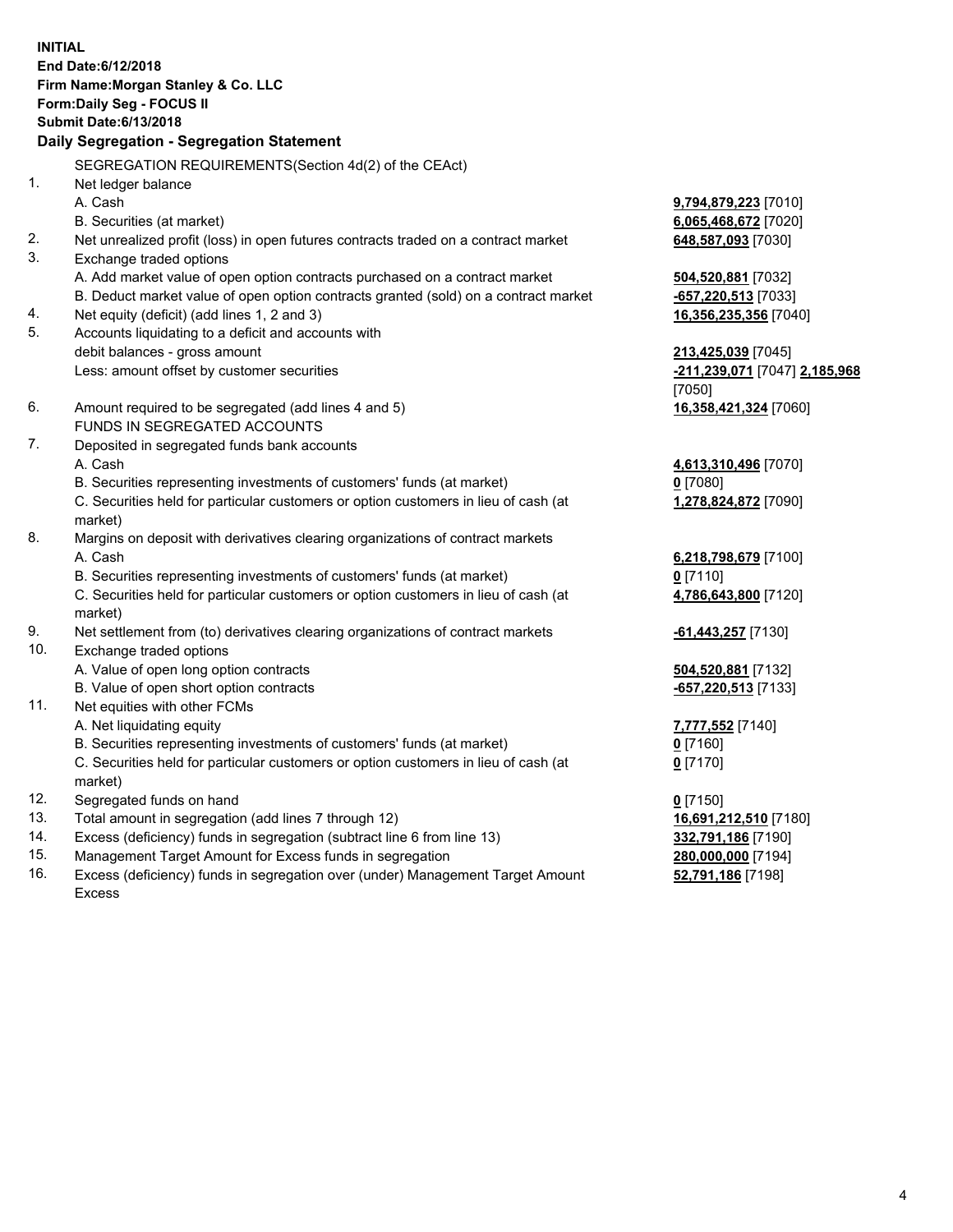**INITIAL**
**End Date:6/12/2018**
**Firm Name:Morgan Stanley & Co. LLC**
**Form:Daily Seg - FOCUS II**
**Submit Date:6/13/2018**

**Daily Segregation - Segregation Statement**

SEGREGATION REQUIREMENTS(Section 4d(2) of the CEAct)

| | | |
|---|---|---|
| 1. | Net ledger balance | |
| | A. Cash | **9,794,879,223** [7010] |
| | B. Securities (at market) | **6,065,468,672** [7020] |
| 2. | Net unrealized profit (loss) in open futures contracts traded on a contract market | **648,587,093** [7030] |
| 3. | Exchange traded options | |
| | A. Add market value of open option contracts purchased on a contract market | **504,520,881** [7032] |
| | B. Deduct market value of open option contracts granted (sold) on a contract market | **-657,220,513** [7033] |
| 4. | Net equity (deficit) (add lines 1, 2 and 3) | **16,356,235,356** [7040] |
| 5. | Accounts liquidating to a deficit and accounts with debit balances - gross amount | **213,425,039** [7045] |
| | Less: amount offset by customer securities | **-211,239,071** [7047] **2,185,968** [7050] |
| 6. | Amount required to be segregated (add lines 4 and 5) | **16,358,421,324** [7060] |
| | FUNDS IN SEGREGATED ACCOUNTS | |
| 7. | Deposited in segregated funds bank accounts | |
| | A. Cash | **4,613,310,496** [7070] |
| | B. Securities representing investments of customers' funds (at market) | **0** [7080] |
| | C. Securities held for particular customers or option customers in lieu of cash (at market) | **1,278,824,872** [7090] |
| 8. | Margins on deposit with derivatives clearing organizations of contract markets | |
| | A. Cash | **6,218,798,679** [7100] |
| | B. Securities representing investments of customers' funds (at market) | **0** [7110] |
| | C. Securities held for particular customers or option customers in lieu of cash (at market) | **4,786,643,800** [7120] |
| 9. | Net settlement from (to) derivatives clearing organizations of contract markets | **-61,443,257** [7130] |
| 10. | Exchange traded options | |
| | A. Value of open long option contracts | **504,520,881** [7132] |
| | B. Value of open short option contracts | **-657,220,513** [7133] |
| 11. | Net equities with other FCMs | |
| | A. Net liquidating equity | **7,777,552** [7140] |
| | B. Securities representing investments of customers' funds (at market) | **0** [7160] |
| | C. Securities held for particular customers or option customers in lieu of cash (at market) | **0** [7170] |
| 12. | Segregated funds on hand | **0** [7150] |
| 13. | Total amount in segregation (add lines 7 through 12) | **16,691,212,510** [7180] |
| 14. | Excess (deficiency) funds in segregation (subtract line 6 from line 13) | **332,791,186** [7190] |
| 15. | Management Target Amount for Excess funds in segregation | **280,000,000** [7194] |
| 16. | Excess (deficiency) funds in segregation over (under) Management Target Amount Excess | **52,791,186** [7198] |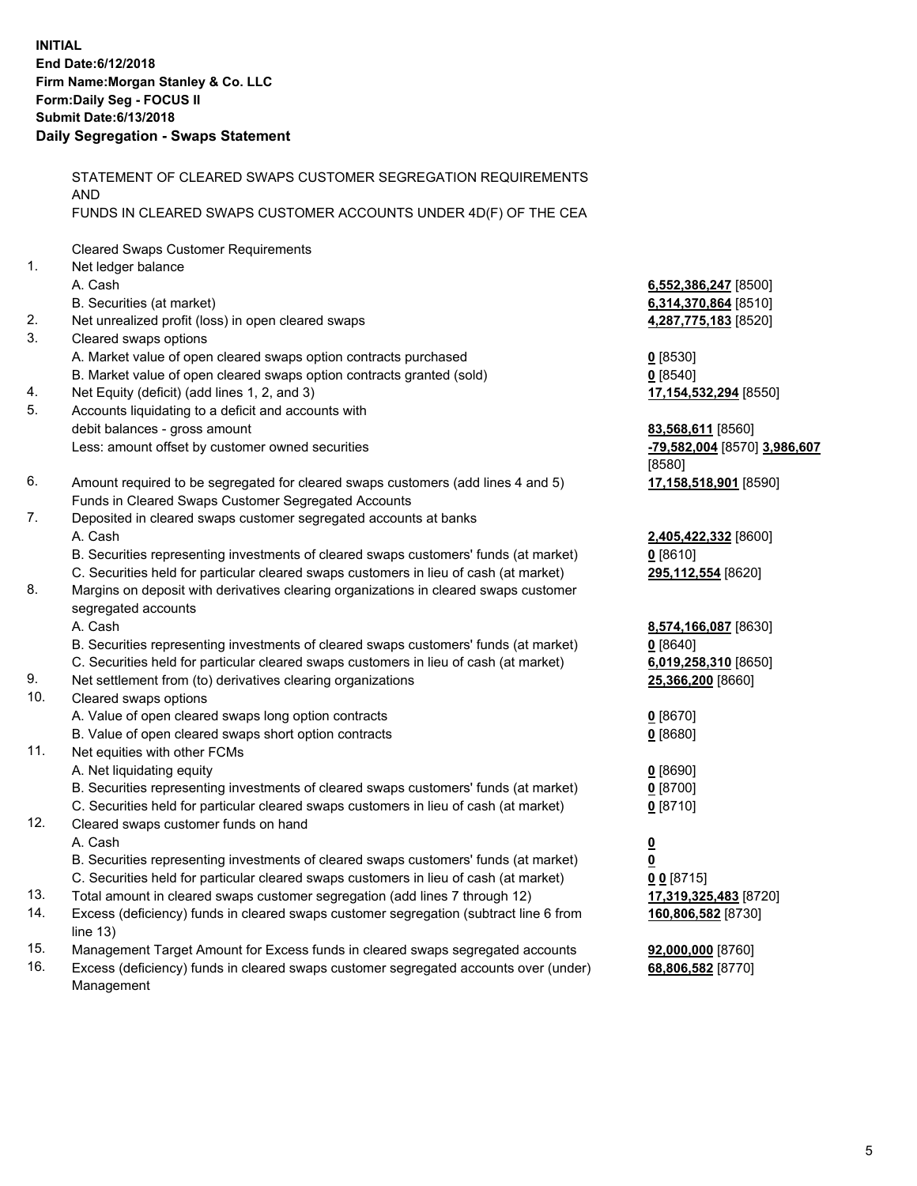**INITIAL**
**End Date:6/12/2018**
**Firm Name:Morgan Stanley & Co. LLC**
**Form:Daily Seg - FOCUS II**
**Submit Date:6/13/2018**
**Daily Segregation - Swaps Statement**

STATEMENT OF CLEARED SWAPS CUSTOMER SEGREGATION REQUIREMENTS AND FUNDS IN CLEARED SWAPS CUSTOMER ACCOUNTS UNDER 4D(F) OF THE CEA

| | | |
|---|---|---|
| | Cleared Swaps Customer Requirements | |
| 1. | Net ledger balance | |
| | A. Cash | **6,552,386,247** [8500] |
| | B. Securities (at market) | **6,314,370,864** [8510] |
| 2. | Net unrealized profit (loss) in open cleared swaps | **4,287,775,183** [8520] |
| 3. | Cleared swaps options | |
| | A. Market value of open cleared swaps option contracts purchased | **0** [8530] |
| | B. Market value of open cleared swaps option contracts granted (sold) | **0** [8540] |
| 4. | Net Equity (deficit) (add lines 1, 2, and 3) | **17,154,532,294** [8550] |
| 5. | Accounts liquidating to a deficit and accounts with debit balances - gross amount | **83,568,611** [8560] |
| | Less: amount offset by customer owned securities | **-79,582,004** [8570] **3,986,607** [8580] |
| 6. | Amount required to be segregated for cleared swaps customers (add lines 4 and 5) | **17,158,518,901** [8590] |
| | Funds in Cleared Swaps Customer Segregated Accounts | |
| 7. | Deposited in cleared swaps customer segregated accounts at banks | |
| | A. Cash | **2,405,422,332** [8600] |
| | B. Securities representing investments of cleared swaps customers' funds (at market) | **0** [8610] |
| | C. Securities held for particular cleared swaps customers in lieu of cash (at market) | **295,112,554** [8620] |
| 8. | Margins on deposit with derivatives clearing organizations in cleared swaps customer segregated accounts | |
| | A. Cash | **8,574,166,087** [8630] |
| | B. Securities representing investments of cleared swaps customers' funds (at market) | **0** [8640] |
| | C. Securities held for particular cleared swaps customers in lieu of cash (at market) | **6,019,258,310** [8650] |
| 9. | Net settlement from (to) derivatives clearing organizations | **25,366,200** [8660] |
| 10. | Cleared swaps options | |
| | A. Value of open cleared swaps long option contracts | **0** [8670] |
| | B. Value of open cleared swaps short option contracts | **0** [8680] |
| 11. | Net equities with other FCMs | |
| | A. Net liquidating equity | **0** [8690] |
| | B. Securities representing investments of cleared swaps customers' funds (at market) | **0** [8700] |
| | C. Securities held for particular cleared swaps customers in lieu of cash (at market) | **0** [8710] |
| 12. | Cleared swaps customer funds on hand | |
| | A. Cash | **0** |
| | B. Securities representing investments of cleared swaps customers' funds (at market) | **0** |
| | C. Securities held for particular cleared swaps customers in lieu of cash (at market) | **0** **0** [8715] |
| 13. | Total amount in cleared swaps customer segregation (add lines 7 through 12) | **17,319,325,483** [8720] |
| 14. | Excess (deficiency) funds in cleared swaps customer segregation (subtract line 6 from line 13) | **160,806,582** [8730] |
| 15. | Management Target Amount for Excess funds in cleared swaps segregated accounts | **92,000,000** [8760] |
| 16. | Excess (deficiency) funds in cleared swaps customer segregated accounts over (under) Management | **68,806,582** [8770] |